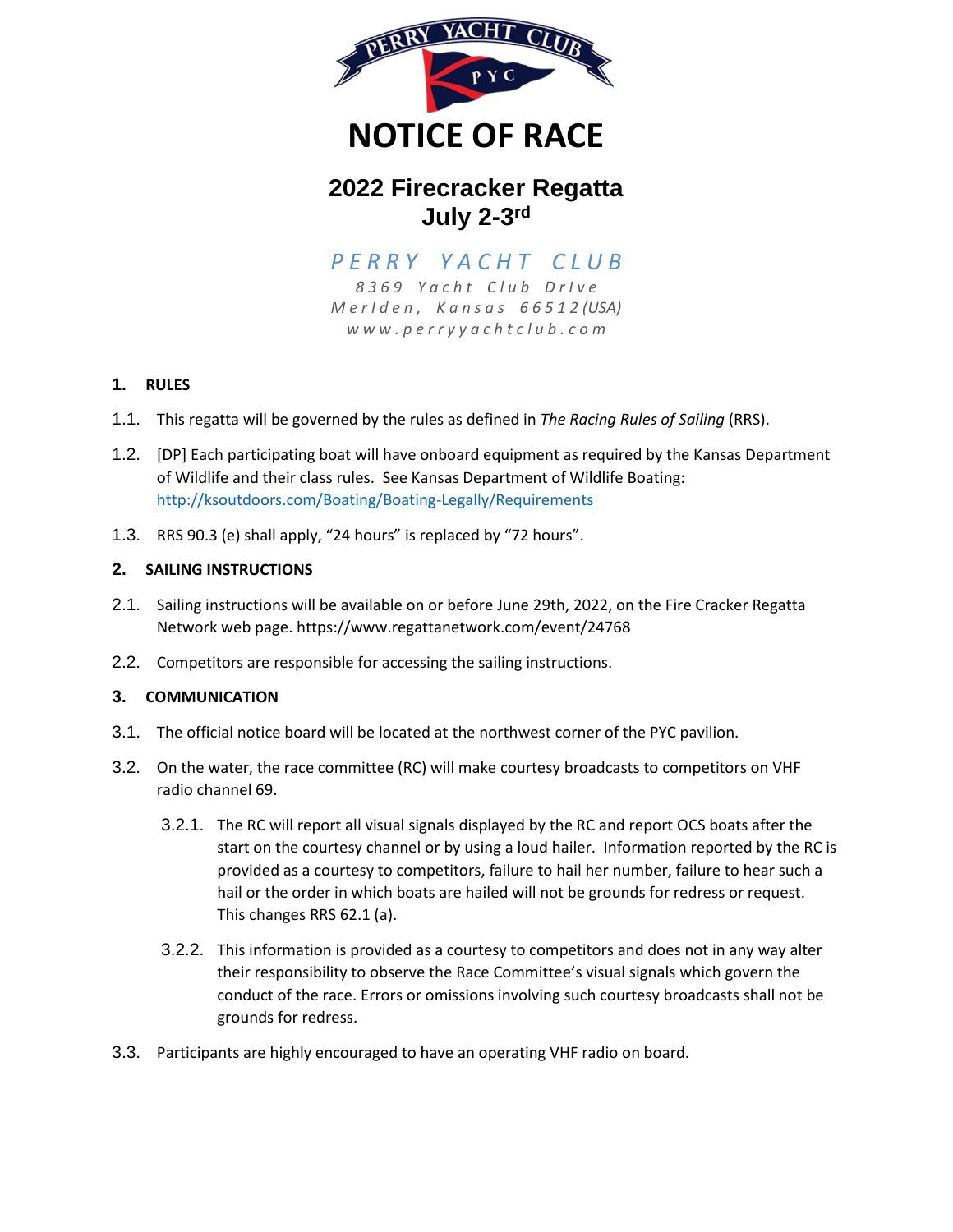# NOTICE OF RACE

## 2022 Firecracker Regatta
## July 2-3rd

**PERRY YACHT CLUB**

8369 Yacht Club DrIve
MerIden, Kansas 66512(USA)
www.perryyachtclub.com

### 1. RULES

1.1. This regatta will be governed by the rules as defined in *The Racing Rules of Sailing* (RRS).

1.2. [DP] Each participating boat will have onboard equipment as required by the Kansas Department of Wildlife and their class rules. See Kansas Department of Wildlife Boating: http://ksoutdoors.com/Boating/Boating-Legally/Requirements

1.3. RRS 90.3 (e) shall apply, "24 hours" is replaced by "72 hours".

### 2. SAILING INSTRUCTIONS

2.1. Sailing instructions will be available on or before June 29th, 2022, on the Fire Cracker Regatta Network web page. https://www.regattanetwork.com/event/24768

2.2. Competitors are responsible for accessing the sailing instructions.

### 3. COMMUNICATION

3.1. The official notice board will be located at the northwest corner of the PYC pavilion.

3.2. On the water, the race committee (RC) will make courtesy broadcasts to competitors on VHF radio channel 69.

3.2.1. The RC will report all visual signals displayed by the RC and report OCS boats after the start on the courtesy channel or by using a loud hailer. Information reported by the RC is provided as a courtesy to competitors, failure to hail her number, failure to hear such a hail or the order in which boats are hailed will not be grounds for redress or request. This changes RRS 62.1 (a).

3.2.2. This information is provided as a courtesy to competitors and does not in any way alter their responsibility to observe the Race Committee's visual signals which govern the conduct of the race. Errors or omissions involving such courtesy broadcasts shall not be grounds for redress.

3.3. Participants are highly encouraged to have an operating VHF radio on board.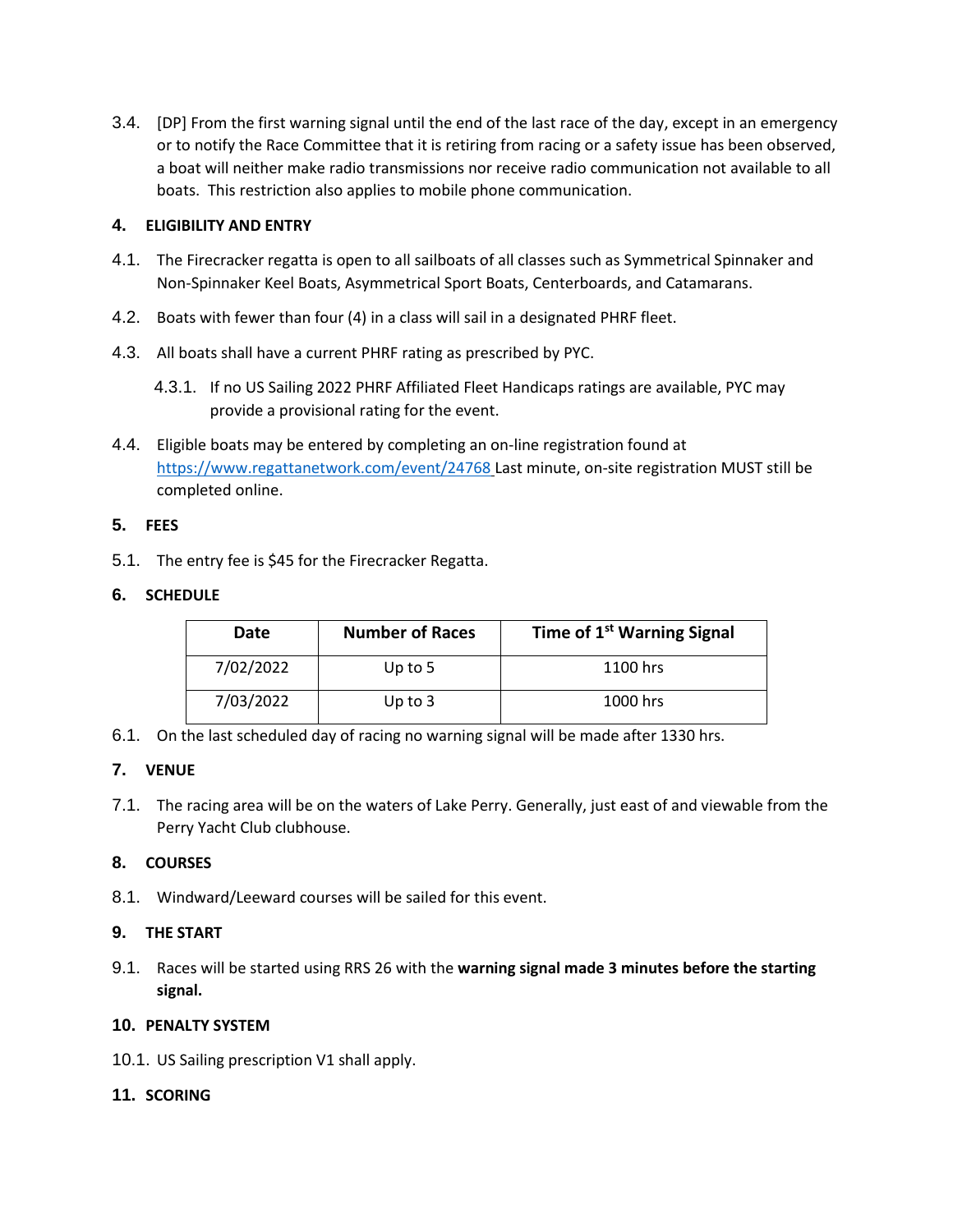3.4. [DP] From the first warning signal until the end of the last race of the day, except in an emergency or to notify the Race Committee that it is retiring from racing or a safety issue has been observed, a boat will neither make radio transmissions nor receive radio communication not available to all boats. This restriction also applies to mobile phone communication.

## 4. ELIGIBILITY AND ENTRY

4.1. The Firecracker regatta is open to all sailboats of all classes such as Symmetrical Spinnaker and Non-Spinnaker Keel Boats, Asymmetrical Sport Boats, Centerboards, and Catamarans.

4.2. Boats with fewer than four (4) in a class will sail in a designated PHRF fleet.

4.3. All boats shall have a current PHRF rating as prescribed by PYC.

4.3.1. If no US Sailing 2022 PHRF Affiliated Fleet Handicaps ratings are available, PYC may provide a provisional rating for the event.

4.4. Eligible boats may be entered by completing an on-line registration found at https://www.regattanetwork.com/event/24768 Last minute, on-site registration MUST still be completed online.

## 5. FEES

5.1. The entry fee is $45 for the Firecracker Regatta.

## 6. SCHEDULE

| Date | Number of Races | Time of 1st Warning Signal |
|---|---|---|
| 7/02/2022 | Up to 5 | 1100 hrs |
| 7/03/2022 | Up to 3 | 1000 hrs |

6.1. On the last scheduled day of racing no warning signal will be made after 1330 hrs.

## 7. VENUE

7.1. The racing area will be on the waters of Lake Perry. Generally, just east of and viewable from the Perry Yacht Club clubhouse.

## 8. COURSES

8.1. Windward/Leeward courses will be sailed for this event.

## 9. THE START

9.1. Races will be started using RRS 26 with the **warning signal made 3 minutes before the starting signal.**

## 10. PENALTY SYSTEM

10.1. US Sailing prescription V1 shall apply.

## 11. SCORING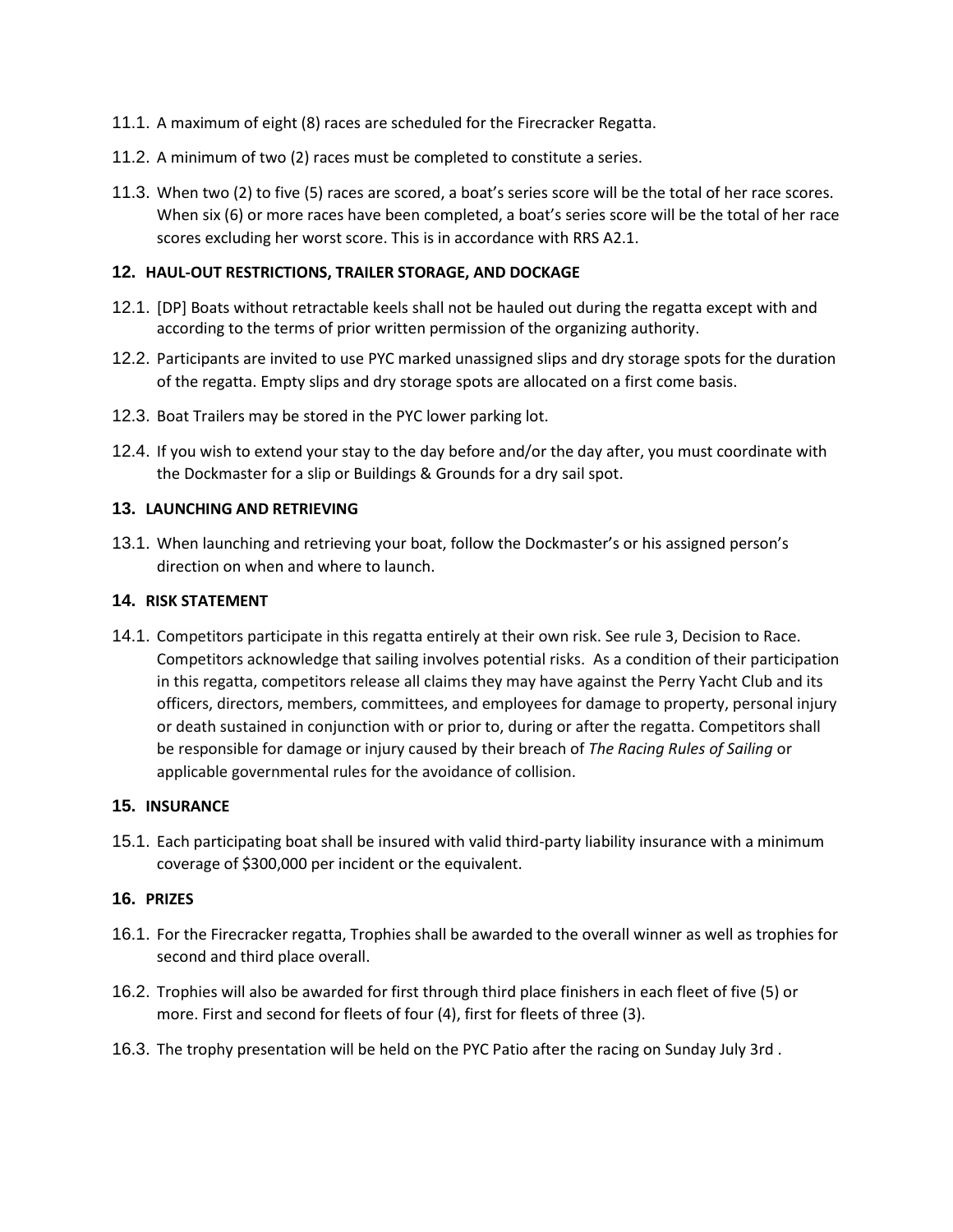11.1. A maximum of eight (8) races are scheduled for the Firecracker Regatta.

11.2. A minimum of two (2) races must be completed to constitute a series.

11.3. When two (2) to five (5) races are scored, a boat's series score will be the total of her race scores. When six (6) or more races have been completed, a boat's series score will be the total of her race scores excluding her worst score. This is in accordance with RRS A2.1.

## 12. HAUL-OUT RESTRICTIONS, TRAILER STORAGE, AND DOCKAGE

12.1. [DP] Boats without retractable keels shall not be hauled out during the regatta except with and according to the terms of prior written permission of the organizing authority.

12.2. Participants are invited to use PYC marked unassigned slips and dry storage spots for the duration of the regatta. Empty slips and dry storage spots are allocated on a first come basis.

12.3. Boat Trailers may be stored in the PYC lower parking lot.

12.4. If you wish to extend your stay to the day before and/or the day after, you must coordinate with the Dockmaster for a slip or Buildings & Grounds for a dry sail spot.

## 13. LAUNCHING AND RETRIEVING

13.1. When launching and retrieving your boat, follow the Dockmaster's or his assigned person's direction on when and where to launch.

## 14. RISK STATEMENT

14.1. Competitors participate in this regatta entirely at their own risk. See rule 3, Decision to Race. Competitors acknowledge that sailing involves potential risks. As a condition of their participation in this regatta, competitors release all claims they may have against the Perry Yacht Club and its officers, directors, members, committees, and employees for damage to property, personal injury or death sustained in conjunction with or prior to, during or after the regatta. Competitors shall be responsible for damage or injury caused by their breach of *The Racing Rules of Sailing* or applicable governmental rules for the avoidance of collision.

## 15. INSURANCE

15.1. Each participating boat shall be insured with valid third-party liability insurance with a minimum coverage of $300,000 per incident or the equivalent.

## 16. PRIZES

16.1. For the Firecracker regatta, Trophies shall be awarded to the overall winner as well as trophies for second and third place overall.

16.2. Trophies will also be awarded for first through third place finishers in each fleet of five (5) or more. First and second for fleets of four (4), first for fleets of three (3).

16.3. The trophy presentation will be held on the PYC Patio after the racing on Sunday July 3rd .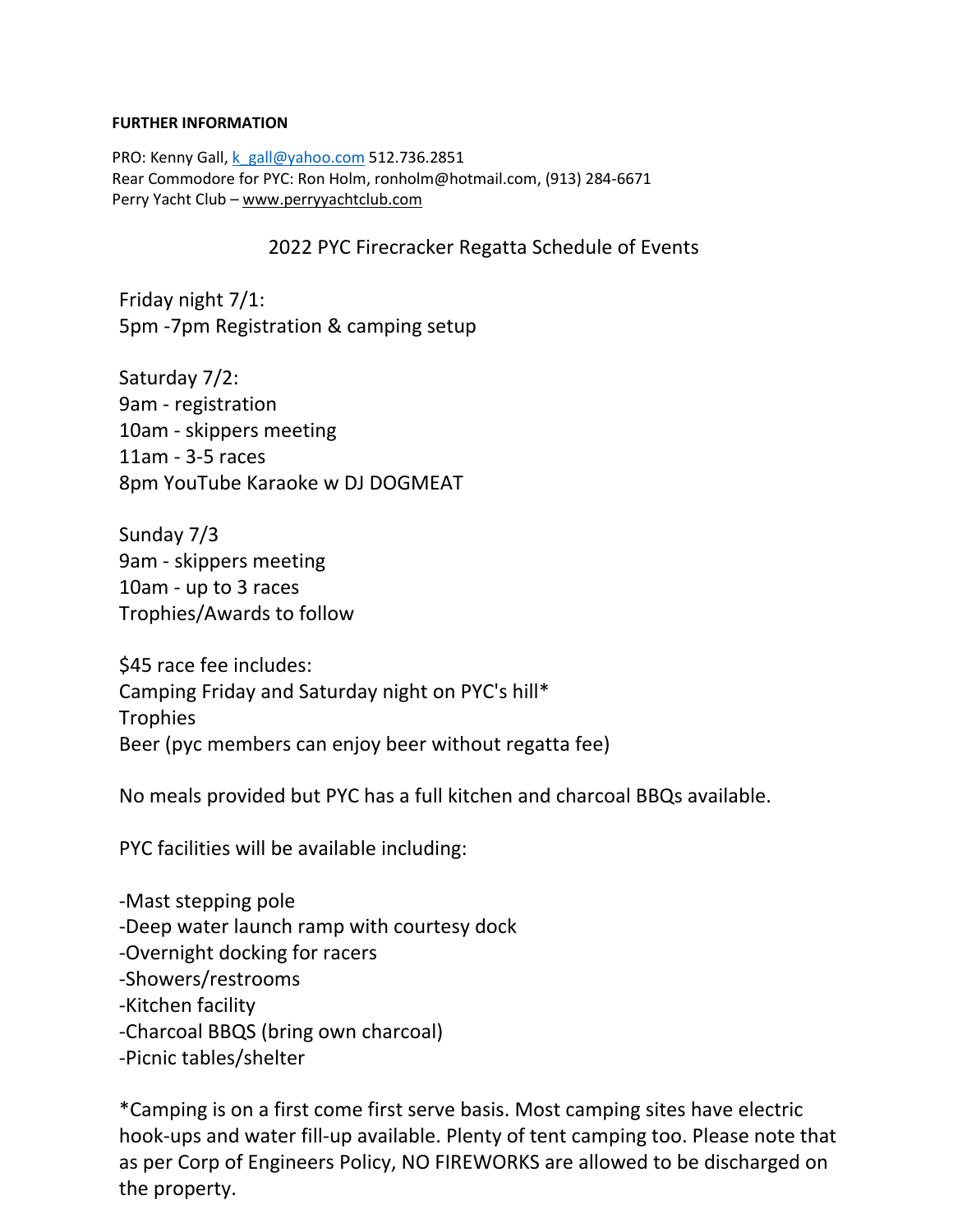**FURTHER INFORMATION**

PRO: Kenny Gall, k_gall@yahoo.com 512.736.2851
Rear Commodore for PYC: Ron Holm, ronholm@hotmail.com, (913) 284-6671
Perry Yacht Club – www.perryyachtclub.com

## 2022 PYC Firecracker Regatta Schedule of Events

Friday night 7/1:
5pm -7pm Registration & camping setup

Saturday 7/2:
9am - registration
10am - skippers meeting
11am - 3-5 races
8pm YouTube Karaoke w DJ DOGMEAT

Sunday 7/3
9am - skippers meeting
10am - up to 3 races
Trophies/Awards to follow

$45 race fee includes:
Camping Friday and Saturday night on PYC's hill*
Trophies
Beer (pyc members can enjoy beer without regatta fee)

No meals provided but PYC has a full kitchen and charcoal BBQs available.

PYC facilities will be available including:

-Mast stepping pole
-Deep water launch ramp with courtesy dock
-Overnight docking for racers
-Showers/restrooms
-Kitchen facility
-Charcoal BBQS (bring own charcoal)
-Picnic tables/shelter

*Camping is on a first come first serve basis. Most camping sites have electric hook-ups and water fill-up available. Plenty of tent camping too. Please note that as per Corp of Engineers Policy, NO FIREWORKS are allowed to be discharged on the property.